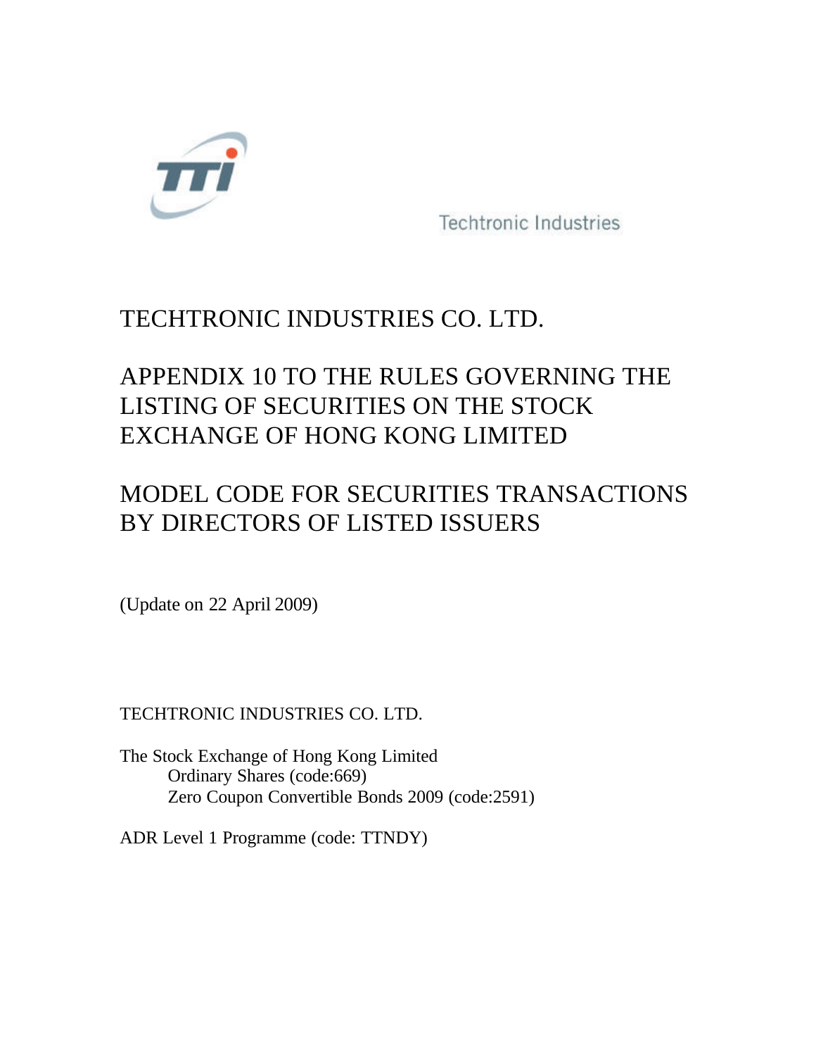Techtronic Industries

# TECHTRONIC INDUSTRIES CO. LTD.

# APPENDIX 10 TO THE RULES GOVERNING THE LISTING OF SECURITIES ON THE STOCK EXCHANGE OF HONG KONG LIMITED

# MODEL CODE FOR SECURITIES TRANSACTIONS BY DIRECTORS OF LISTED ISSUERS

(Update on 22 April 2009)

TECHTRONIC INDUSTRIES CO. LTD.

The Stock Exchange of Hong Kong Limited
  Ordinary Shares (code:669)
  Zero Coupon Convertible Bonds 2009 (code:2591)

ADR Level 1 Programme (code: TTNDY)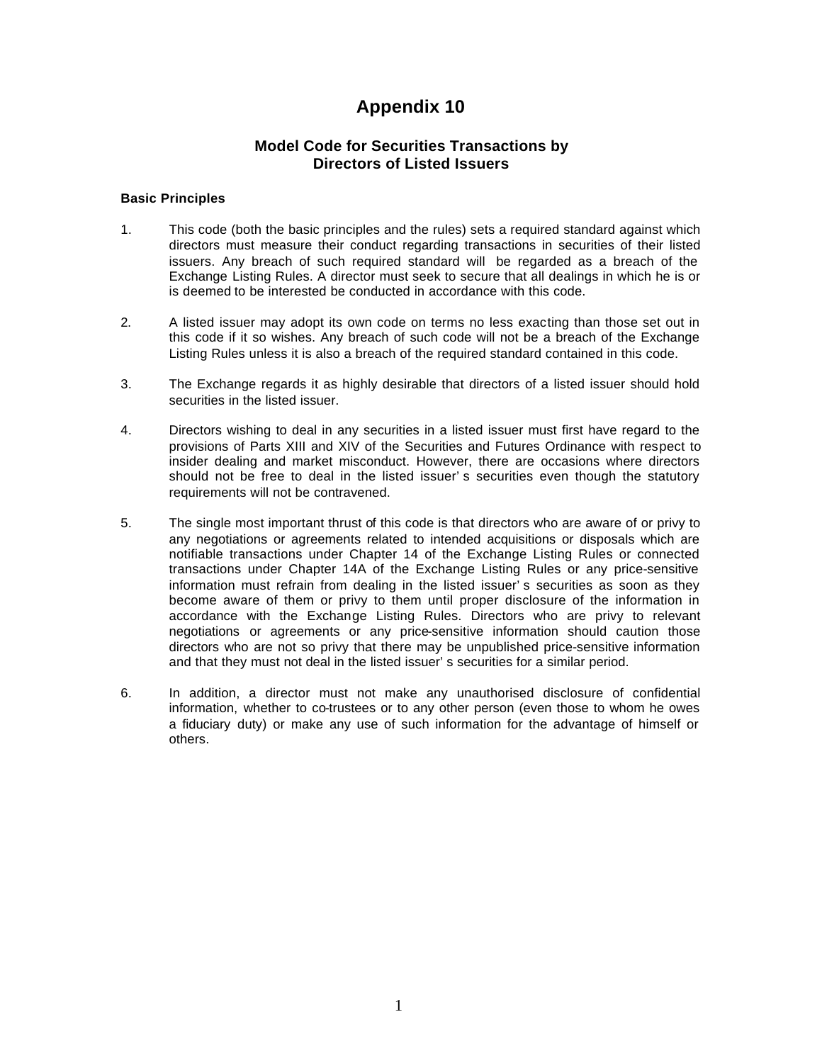# Appendix 10

## Model Code for Securities Transactions by Directors of Listed Issuers

### Basic Principles

1. This code (both the basic principles and the rules) sets a required standard against which directors must measure their conduct regarding transactions in securities of their listed issuers. Any breach of such required standard will be regarded as a breach of the Exchange Listing Rules. A director must seek to secure that all dealings in which he is or is deemed to be interested be conducted in accordance with this code.

2. A listed issuer may adopt its own code on terms no less exacting than those set out in this code if it so wishes. Any breach of such code will not be a breach of the Exchange Listing Rules unless it is also a breach of the required standard contained in this code.

3. The Exchange regards it as highly desirable that directors of a listed issuer should hold securities in the listed issuer.

4. Directors wishing to deal in any securities in a listed issuer must first have regard to the provisions of Parts XIII and XIV of the Securities and Futures Ordinance with respect to insider dealing and market misconduct. However, there are occasions where directors should not be free to deal in the listed issuer's securities even though the statutory requirements will not be contravened.

5. The single most important thrust of this code is that directors who are aware of or privy to any negotiations or agreements related to intended acquisitions or disposals which are notifiable transactions under Chapter 14 of the Exchange Listing Rules or connected transactions under Chapter 14A of the Exchange Listing Rules or any price-sensitive information must refrain from dealing in the listed issuer's securities as soon as they become aware of them or privy to them until proper disclosure of the information in accordance with the Exchange Listing Rules. Directors who are privy to relevant negotiations or agreements or any price-sensitive information should caution those directors who are not so privy that there may be unpublished price-sensitive information and that they must not deal in the listed issuer's securities for a similar period.

6. In addition, a director must not make any unauthorised disclosure of confidential information, whether to co-trustees or to any other person (even those to whom he owes a fiduciary duty) or make any use of such information for the advantage of himself or others.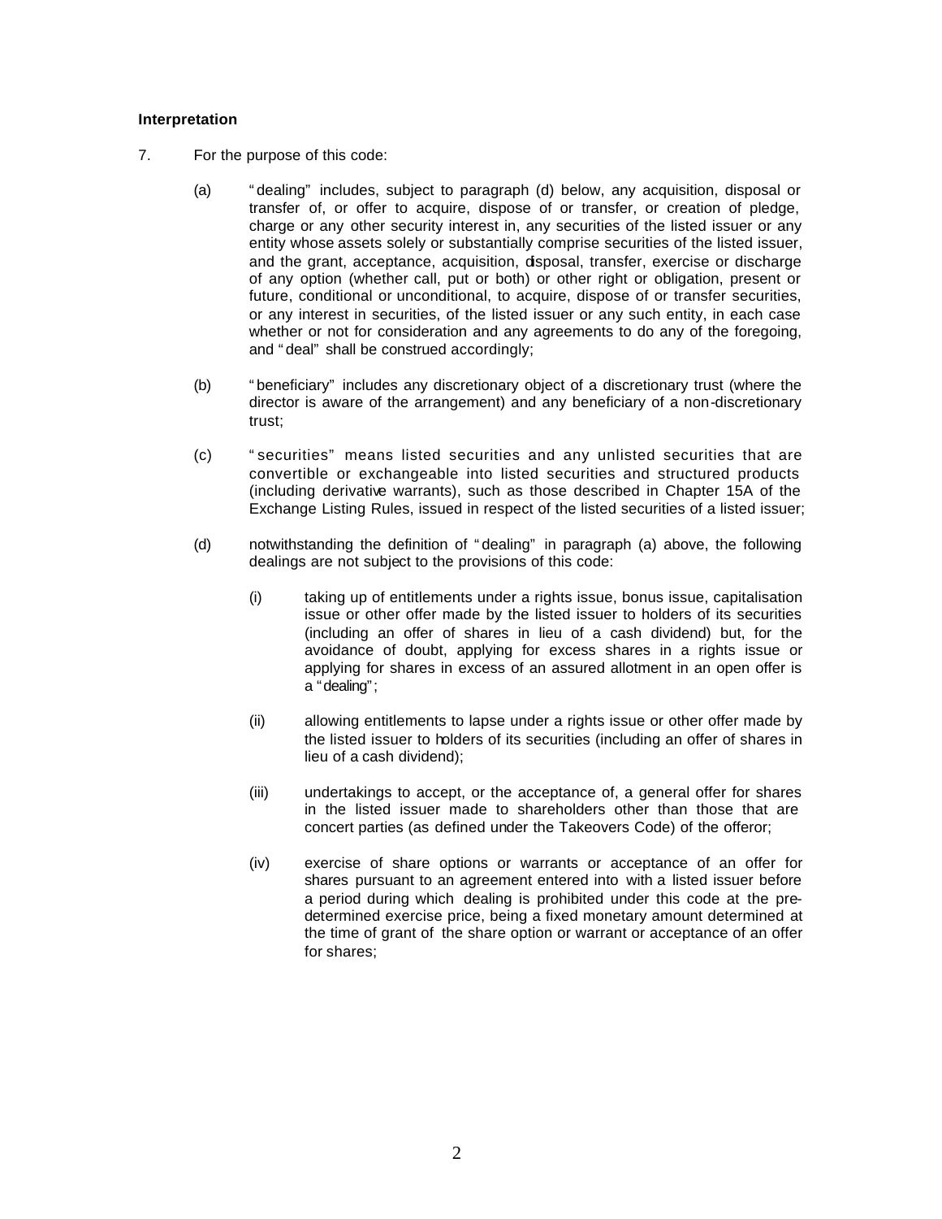**Interpretation**

7. For the purpose of this code:

   (a) "dealing" includes, subject to paragraph (d) below, any acquisition, disposal or transfer of, or offer to acquire, dispose of or transfer, or creation of pledge, charge or any other security interest in, any securities of the listed issuer or any entity whose assets solely or substantially comprise securities of the listed issuer, and the grant, acceptance, acquisition, disposal, transfer, exercise or discharge of any option (whether call, put or both) or other right or obligation, present or future, conditional or unconditional, to acquire, dispose of or transfer securities, or any interest in securities, of the listed issuer or any such entity, in each case whether or not for consideration and any agreements to do any of the foregoing, and "deal" shall be construed accordingly;

   (b) "beneficiary" includes any discretionary object of a discretionary trust (where the director is aware of the arrangement) and any beneficiary of a non-discretionary trust;

   (c) "securities" means listed securities and any unlisted securities that are convertible or exchangeable into listed securities and structured products (including derivative warrants), such as those described in Chapter 15A of the Exchange Listing Rules, issued in respect of the listed securities of a listed issuer;

   (d) notwithstanding the definition of "dealing" in paragraph (a) above, the following dealings are not subject to the provisions of this code:

      (i) taking up of entitlements under a rights issue, bonus issue, capitalisation issue or other offer made by the listed issuer to holders of its securities (including an offer of shares in lieu of a cash dividend) but, for the avoidance of doubt, applying for excess shares in a rights issue or applying for shares in excess of an assured allotment in an open offer is a "dealing";

      (ii) allowing entitlements to lapse under a rights issue or other offer made by the listed issuer to holders of its securities (including an offer of shares in lieu of a cash dividend);

      (iii) undertakings to accept, or the acceptance of, a general offer for shares in the listed issuer made to shareholders other than those that are concert parties (as defined under the Takeovers Code) of the offeror;

      (iv) exercise of share options or warrants or acceptance of an offer for shares pursuant to an agreement entered into with a listed issuer before a period during which dealing is prohibited under this code at the pre-determined exercise price, being a fixed monetary amount determined at the time of grant of the share option or warrant or acceptance of an offer for shares;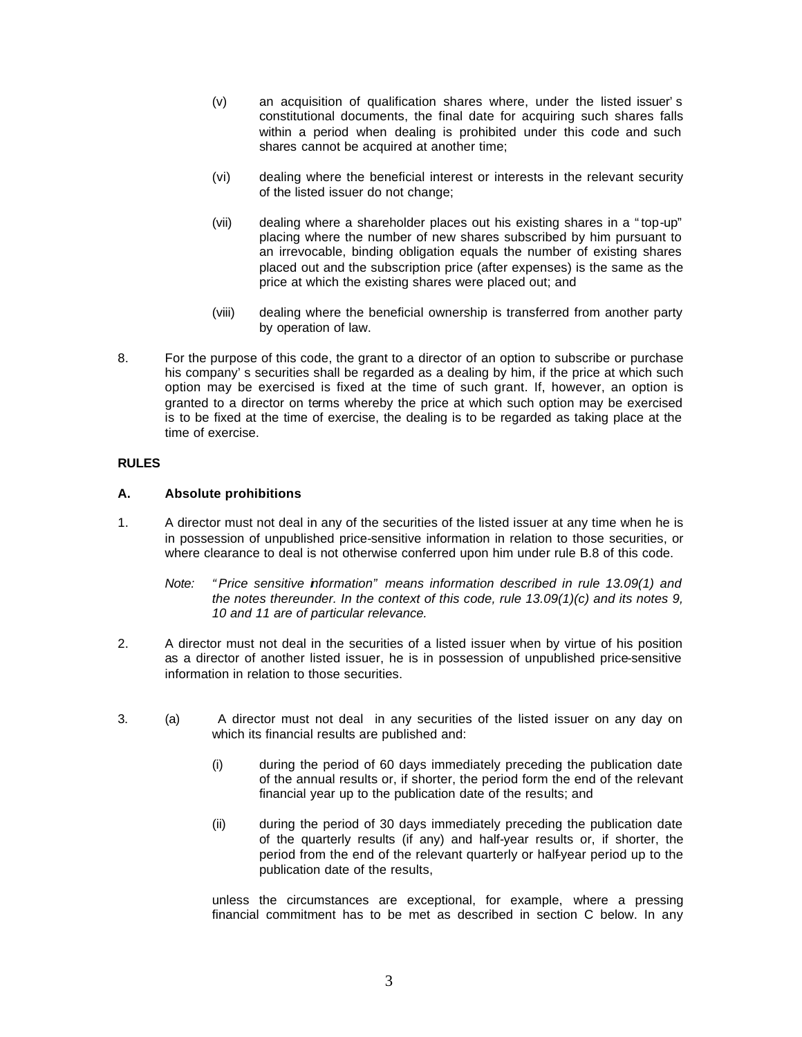(v) an acquisition of qualification shares where, under the listed issuer' s constitutional documents, the final date for acquiring such shares falls within a period when dealing is prohibited under this code and such shares cannot be acquired at another time;

(vi) dealing where the beneficial interest or interests in the relevant security of the listed issuer do not change;

(vii) dealing where a shareholder places out his existing shares in a " top-up" placing where the number of new shares subscribed by him pursuant to an irrevocable, binding obligation equals the number of existing shares placed out and the subscription price (after expenses) is the same as the price at which the existing shares were placed out; and

(viii) dealing where the beneficial ownership is transferred from another party by operation of law.

8. For the purpose of this code, the grant to a director of an option to subscribe or purchase his company' s securities shall be regarded as a dealing by him, if the price at which such option may be exercised is fixed at the time of such grant. If, however, an option is granted to a director on terms whereby the price at which such option may be exercised is to be fixed at the time of exercise, the dealing is to be regarded as taking place at the time of exercise.

**RULES**

**A. Absolute prohibitions**

1. A director must not deal in any of the securities of the listed issuer at any time when he is in possession of unpublished price-sensitive information in relation to those securities, or where clearance to deal is not otherwise conferred upon him under rule B.8 of this code.

   *Note: " Price sensitive information" means information described in rule 13.09(1) and the notes thereunder. In the context of this code, rule 13.09(1)(c) and its notes 9, 10 and 11 are of particular relevance.*

2. A director must not deal in the securities of a listed issuer when by virtue of his position as a director of another listed issuer, he is in possession of unpublished price-sensitive information in relation to those securities.

3. (a) A director must not deal in any securities of the listed issuer on any day on which its financial results are published and:

   (i) during the period of 60 days immediately preceding the publication date of the annual results or, if shorter, the period form the end of the relevant financial year up to the publication date of the results; and

   (ii) during the period of 30 days immediately preceding the publication date of the quarterly results (if any) and half-year results or, if shorter, the period from the end of the relevant quarterly or half-year period up to the publication date of the results,

   unless the circumstances are exceptional, for example, where a pressing financial commitment has to be met as described in section C below. In any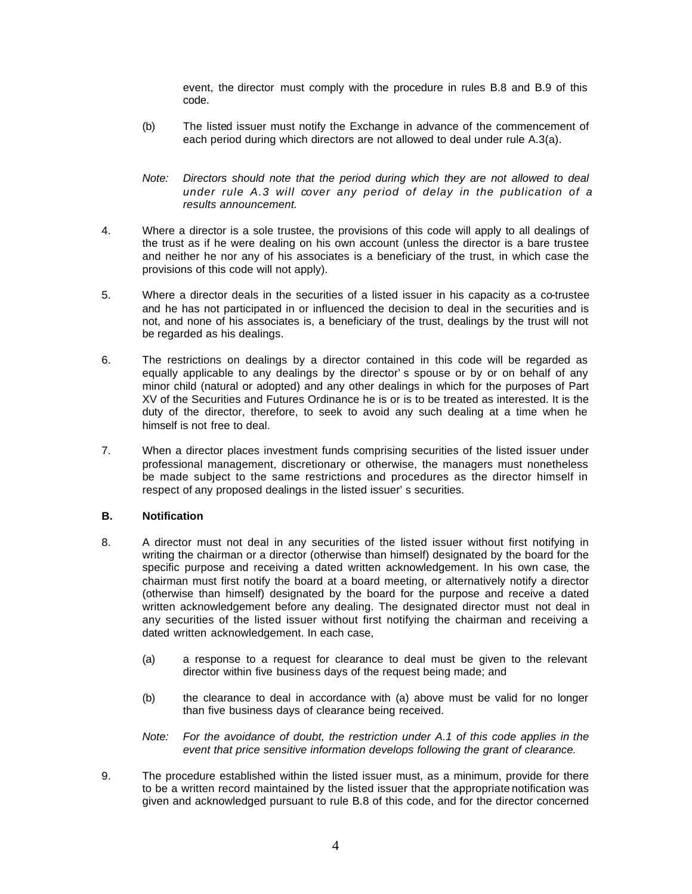event, the director must comply with the procedure in rules B.8 and B.9 of this code.

(b) The listed issuer must notify the Exchange in advance of the commencement of each period during which directors are not allowed to deal under rule A.3(a).

*Note: Directors should note that the period during which they are not allowed to deal under rule A.3 will cover any period of delay in the publication of a results announcement.*

4. Where a director is a sole trustee, the provisions of this code will apply to all dealings of the trust as if he were dealing on his own account (unless the director is a bare trustee and neither he nor any of his associates is a beneficiary of the trust, in which case the provisions of this code will not apply).

5. Where a director deals in the securities of a listed issuer in his capacity as a co-trustee and he has not participated in or influenced the decision to deal in the securities and is not, and none of his associates is, a beneficiary of the trust, dealings by the trust will not be regarded as his dealings.

6. The restrictions on dealings by a director contained in this code will be regarded as equally applicable to any dealings by the director' s spouse or by or on behalf of any minor child (natural or adopted) and any other dealings in which for the purposes of Part XV of the Securities and Futures Ordinance he is or is to be treated as interested. It is the duty of the director, therefore, to seek to avoid any such dealing at a time when he himself is not free to deal.

7. When a director places investment funds comprising securities of the listed issuer under professional management, discretionary or otherwise, the managers must nonetheless be made subject to the same restrictions and procedures as the director himself in respect of any proposed dealings in the listed issuer' s securities.

**B. Notification**

8. A director must not deal in any securities of the listed issuer without first notifying in writing the chairman or a director (otherwise than himself) designated by the board for the specific purpose and receiving a dated written acknowledgement. In his own case, the chairman must first notify the board at a board meeting, or alternatively notify a director (otherwise than himself) designated by the board for the purpose and receive a dated written acknowledgement before any dealing. The designated director must not deal in any securities of the listed issuer without first notifying the chairman and receiving a dated written acknowledgement. In each case,

   (a) a response to a request for clearance to deal must be given to the relevant director within five business days of the request being made; and

   (b) the clearance to deal in accordance with (a) above must be valid for no longer than five business days of clearance being received.

   *Note: For the avoidance of doubt, the restriction under A.1 of this code applies in the event that price sensitive information develops following the grant of clearance.*

9. The procedure established within the listed issuer must, as a minimum, provide for there to be a written record maintained by the listed issuer that the appropriate notification was given and acknowledged pursuant to rule B.8 of this code, and for the director concerned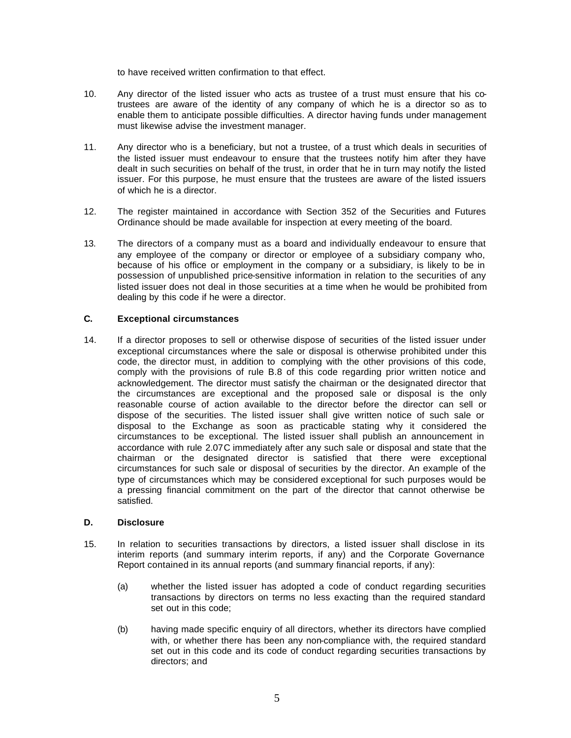to have received written confirmation to that effect.

10. Any director of the listed issuer who acts as trustee of a trust must ensure that his co-trustees are aware of the identity of any company of which he is a director so as to enable them to anticipate possible difficulties. A director having funds under management must likewise advise the investment manager.

11. Any director who is a beneficiary, but not a trustee, of a trust which deals in securities of the listed issuer must endeavour to ensure that the trustees notify him after they have dealt in such securities on behalf of the trust, in order that he in turn may notify the listed issuer. For this purpose, he must ensure that the trustees are aware of the listed issuers of which he is a director.

12. The register maintained in accordance with Section 352 of the Securities and Futures Ordinance should be made available for inspection at every meeting of the board.

13. The directors of a company must as a board and individually endeavour to ensure that any employee of the company or director or employee of a subsidiary company who, because of his office or employment in the company or a subsidiary, is likely to be in possession of unpublished price-sensitive information in relation to the securities of any listed issuer does not deal in those securities at a time when he would be prohibited from dealing by this code if he were a director.

### C. Exceptional circumstances

14. If a director proposes to sell or otherwise dispose of securities of the listed issuer under exceptional circumstances where the sale or disposal is otherwise prohibited under this code, the director must, in addition to complying with the other provisions of this code, comply with the provisions of rule B.8 of this code regarding prior written notice and acknowledgement. The director must satisfy the chairman or the designated director that the circumstances are exceptional and the proposed sale or disposal is the only reasonable course of action available to the director before the director can sell or dispose of the securities. The listed issuer shall give written notice of such sale or disposal to the Exchange as soon as practicable stating why it considered the circumstances to be exceptional. The listed issuer shall publish an announcement in accordance with rule 2.07C immediately after any such sale or disposal and state that the chairman or the designated director is satisfied that there were exceptional circumstances for such sale or disposal of securities by the director. An example of the type of circumstances which may be considered exceptional for such purposes would be a pressing financial commitment on the part of the director that cannot otherwise be satisfied.

### D. Disclosure

15. In relation to securities transactions by directors, a listed issuer shall disclose in its interim reports (and summary interim reports, if any) and the Corporate Governance Report contained in its annual reports (and summary financial reports, if any):

    (a) whether the listed issuer has adopted a code of conduct regarding securities transactions by directors on terms no less exacting than the required standard set out in this code;

    (b) having made specific enquiry of all directors, whether its directors have complied with, or whether there has been any non-compliance with, the required standard set out in this code and its code of conduct regarding securities transactions by directors; and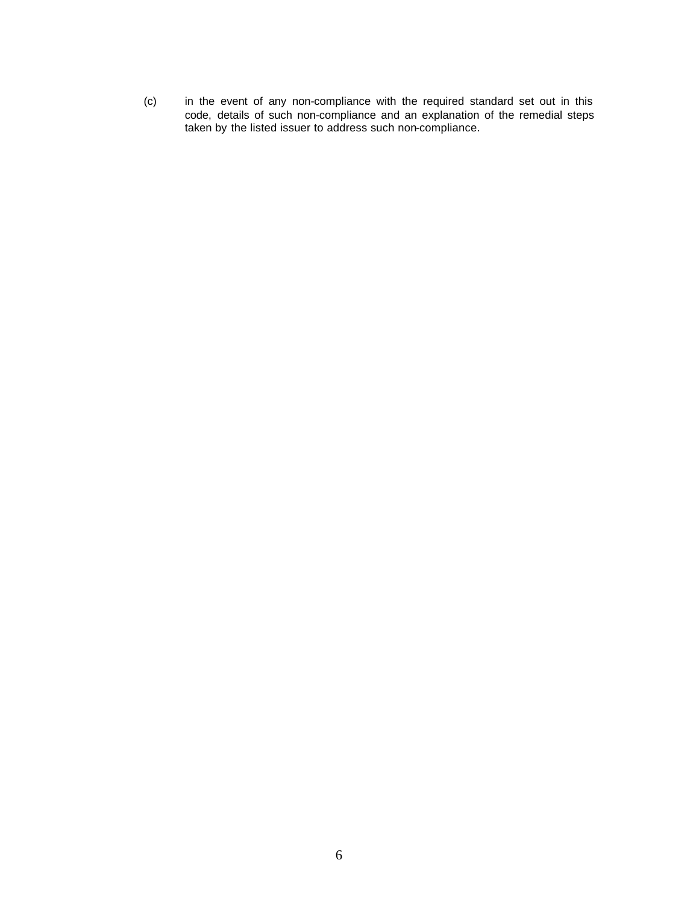(c) in the event of any non-compliance with the required standard set out in this code, details of such non-compliance and an explanation of the remedial steps taken by the listed issuer to address such non-compliance.